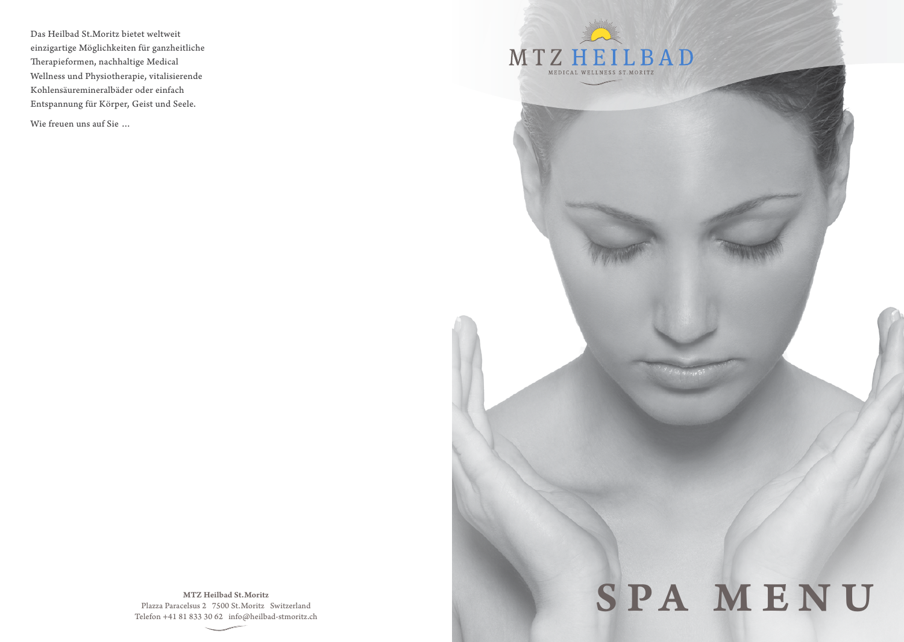Das Heilbad St.Moritz bietet weltweit einzigartige Möglichkeiten für ganzheitliche Therapieformen, nachhaltige Medical Wellness und Physiotherapie, vitalisierende Kohlensäuremineralbäder oder einfach Entspannung für Körper, Geist und Seele.

Wie freuen uns auf Sie …

**MTZ Heilbad St.Moritz**
Plazza Paracelsus 2 7500 St.Moritz Switzerland
Telefon +41 81 833 30 62 info@heilbad-stmoritz.ch

MTZ HEILBAD
MEDICAL WELLNESS ST.MORITZ

# SPA MENU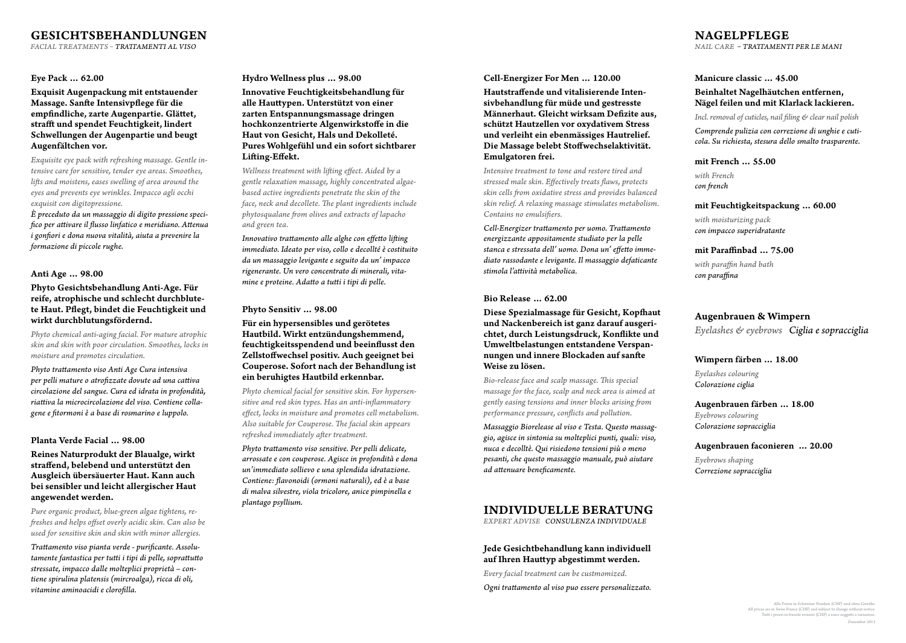## GESICHTSBEHANDLUNGEN

*FACIAL TREATMENTS – TRATTAMENTI AL VISO*

### Eye Pack … 62.00

**Exquisit Augenpackung mit entstauender Massage. Sanfte Intensivpflege für die empfindliche, zarte Augenpartie. Glättet, strafft und spendet Feuchtigkeit, lindert Schwellungen der Augenpartie und beugt Augenfältchen vor.**

*Exquisite eye pack with refreshing massage. Gentle intensive care for sensitive, tender eye areas. Smoothes, lifts and moistens, eases swelling of area around the eyes and prevents eye wrinkles. Impacco agli occhi exquisit con digitopressione.*

*È preceduto da un massaggio di digito pressione specifico per attivare il flusso linfatico e meridiano. Attenua i gonfiori e dona nuova vitalità, aiuta a prevenire la formazione di piccole rughe.*

### Anti Age … 98.00

**Phyto Gesichtsbehandlung Anti-Age. Für reife, atrophische und schlecht durchblutete Haut. Pflegt, bindet die Feuchtigkeit und wirkt durchblutungsfördernd.**

*Phyto chemical anti-aging facial. For mature atrophic skin and skin with poor circulation. Smoothes, locks in moisture and promotes circulation.*

*Phyto trattamento viso Anti Age Cura intensiva per pelli mature o atrofizzate dovute ad una cattiva circolazione del sangue. Cura ed idrata in profondità, riattiva la microcircolazione del viso. Contiene collagene e fitormoni è a base di rosmarino e luppolo.*

### Planta Verde Facial … 98.00

**Reines Naturprodukt der Blaualge, wirkt straffend, belebend und unterstützt den Ausgleich übersäuerter Haut. Kann auch bei sensibler und leicht allergischer Haut angewendet werden.**

*Pure organic product, blue-green algae tightens, refreshes and helps offset overly acidic skin. Can also be used for sensitive skin and skin with minor allergies.*

*Trattamento viso pianta verde - purificante. Assolutamente fantastica per tutti i tipi di pelle, soprattutto stressate, impacco dalle molteplici proprietà – contiene spirulina platensis (mircroalga), ricca di oli, vitamine aminoacidi e clorofilla.*

### Hydro Wellness plus … 98.00

**Innovative Feuchtigkeitsbehandlung für alle Hauttypen. Unterstützt von einer zarten Entspannungsmassage dringen hochkonzentrierte Algenwirkstoffe in die Haut von Gesicht, Hals und Dekolleté. Pures Wohlgefühl und ein sofort sichtbarer Lifting-Effekt.**

*Wellness treatment with lifting effect. Aided by a gentle relaxation massage, highly concentrated algae-based active ingredients penetrate the skin of the face, neck and decollete. The plant ingredients include phytosqualane from olives and extracts of lapacho and green tea.*

*Innovativo trattamento alle alghe con effetto lifting immediato. Ideato per viso, collo e decollté è costituito da un massaggio levigante e seguito da un' impacco rigenerante. Un vero concentrato di minerali, vitamine e proteine. Adatto a tutti i tipi di pelle.*

### Phyto Sensitiv … 98.00

**Für ein hypersensibles und gerötetes Hautbild. Wirkt entzündungshemmend, feuchtigkeitsspendend und beeinflusst den Zellstoffwechsel positiv. Auch geeignet bei Couperose. Sofort nach der Behandlung ist ein beruhigtes Hautbild erkennbar.**

*Phyto chemical facial for sensitive skin. For hypersensitive and red skin types. Has an anti-inflammatory effect, locks in moisture and promotes cell metabolism. Also suitable for Couperose. The facial skin appears refreshed immediately after treatment.*

*Phyto trattamento viso sensitive. Per pelli delicate, arrossate e con couperose. Agisce in profondità e dona un'immediato sollievo e una splendida idratazione. Contiene: flavonoidi (ormoni naturali), ed è a base di malva silvestre, viola tricolore, anice pimpinella e plantago psyllium.*

### Cell-Energizer For Men … 120.00

**Hautstraffende und vitalisierende Intensivbehandlung für müde und gestresste Männerhaut. Gleicht wirksam Defizite aus, schützt Hautzellen vor oxydativem Stress und verleiht ein ebenmässiges Hautrelief. Die Massage belebt Stoffwechselaktivität. Emulgatoren frei.**

*Intensive treatment to tone and restore tired and stressed male skin. Effectively treats flaws, protects skin cells from oxidative stress and provides balanced skin relief. A relaxing massage stimulates metabolism. Contains no emulsifiers.*

*Cell-Energizer trattamento per uomo. Trattamento energizzante appositamente studiato per la pelle stanca e stressata dell' uomo. Dona un' effetto immediato rassodante e levigante. Il massaggio defaticante stimola l'attività metabolica.*

### Bio Release … 62.00

**Diese Spezialmassage für Gesicht, Kopfhaut und Nackenbereich ist ganz darauf ausgerichtet, durch Leistungsdruck, Konflikte und Umweltbelastungen entstandene Verspannungen und innere Blockaden auf sanfte Weise zu lösen.**

*Bio-release face and scalp massage. This special massage for the face, scalp and neck area is aimed at gently easing tensions and inner blocks arising from performance pressure, conflicts and pollution.*

*Massaggio Biorelease al viso e Testa. Questo massaggio, agisce in sintonia su molteplici punti, quali: viso, nuca e decolltè. Qui risiedono tensioni più o meno pesanti, che questo massaggio manuale, può aiutare ad attenuare beneficamente.*

## INDIVIDUELLE BERATUNG

*EXPERT ADVISE CONSULENZA INDIVIDUALE*

**Jede Gesichtbehandlung kann individuell auf Ihren Hauttyp abgestimmt werden.**

*Every facial treatment can be custmomized.*

*Ogni trattamento al viso puo essere personalizzato.*

## NAGELPFLEGE

*NAIL CARE – TRATTAMENTI PER LE MANI*

### Manicure classic … 45.00

**Beinhaltet Nagelhäutchen entfernen, Nägel feilen und mit Klarlack lackieren.**

*Incl. removal of cuticles, nail filing & clear nail polish*

*Comprende pulizia con correzione di unghie e cuticola. Su richiesta, stesura dello smalto trasparente.*

### mit French … 55.00

*with French*
*con french*

### mit Feuchtigkeitspackung … 60.00

*with moisturizing pack*
*con impacco superidratante*

### mit Paraffinbad … 75.00

*with paraffin hand bath*
*con paraffina*

## Augenbrauen & Wimpern

*Eyelashes & eyebrows Ciglia e sopracciglia*

### Wimpern färben … 18.00

*Eyelashes colouring*
*Colorazione ciglia*

### Augenbrauen färben … 18.00

*Eyebrows colouring*
*Colorazione sopracciglia*

### Augenbrauen faconieren … 20.00

*Eyebrows shaping*
*Correzione sopracciglia*

Alle Preise in Schweizer Franken (CHF) und ohne Gewähr.
All prices are in Swiss Francs (CHF) and subject to change without notice.
Tutti i prezzi in franchi svizzeri (CHF) e sono soggetti a variazioni.
Dezember 2013